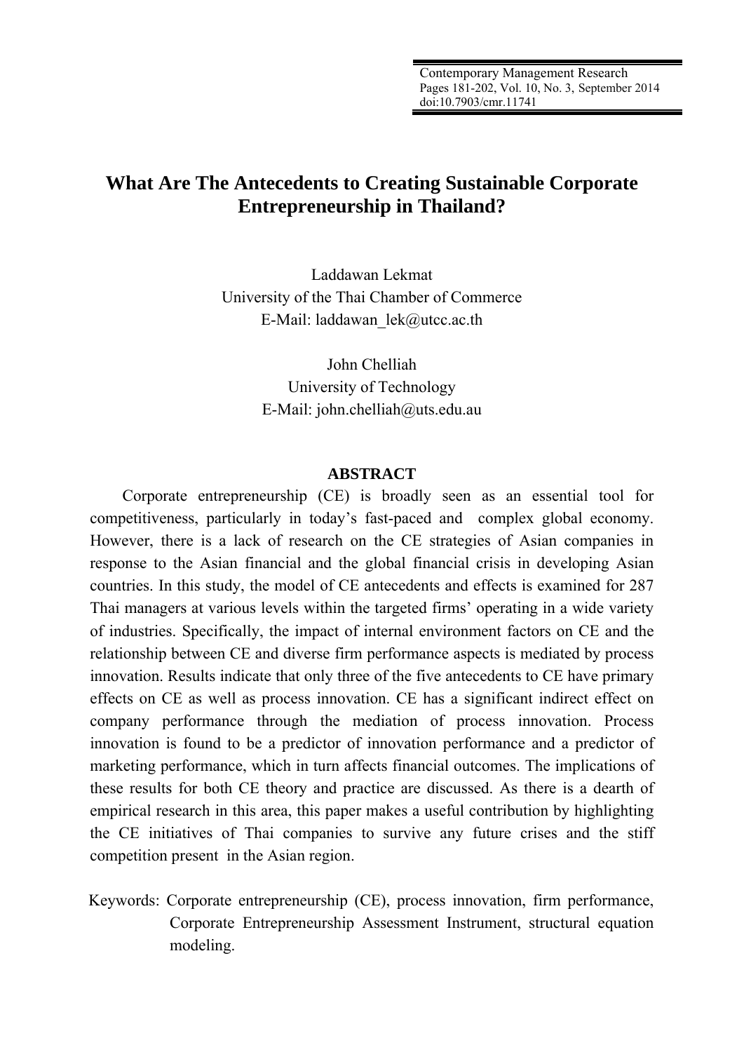# What Are The Antecedents to Creating Sustainable Corporate Entrepreneurship in Thailand?

Laddawan Lekmat
University of the Thai Chamber of Commerce
E-Mail: laddawan_lek@utcc.ac.th

John Chelliah
University of Technology
E-Mail: john.chelliah@uts.edu.au

## ABSTRACT

Corporate entrepreneurship (CE) is broadly seen as an essential tool for competitiveness, particularly in today's fast-paced and complex global economy. However, there is a lack of research on the CE strategies of Asian companies in response to the Asian financial and the global financial crisis in developing Asian countries. In this study, the model of CE antecedents and effects is examined for 287 Thai managers at various levels within the targeted firms' operating in a wide variety of industries. Specifically, the impact of internal environment factors on CE and the relationship between CE and diverse firm performance aspects is mediated by process innovation. Results indicate that only three of the five antecedents to CE have primary effects on CE as well as process innovation. CE has a significant indirect effect on company performance through the mediation of process innovation. Process innovation is found to be a predictor of innovation performance and a predictor of marketing performance, which in turn affects financial outcomes. The implications of these results for both CE theory and practice are discussed. As there is a dearth of empirical research in this area, this paper makes a useful contribution by highlighting the CE initiatives of Thai companies to survive any future crises and the stiff competition present in the Asian region.

Keywords: Corporate entrepreneurship (CE), process innovation, firm performance, Corporate Entrepreneurship Assessment Instrument, structural equation modeling.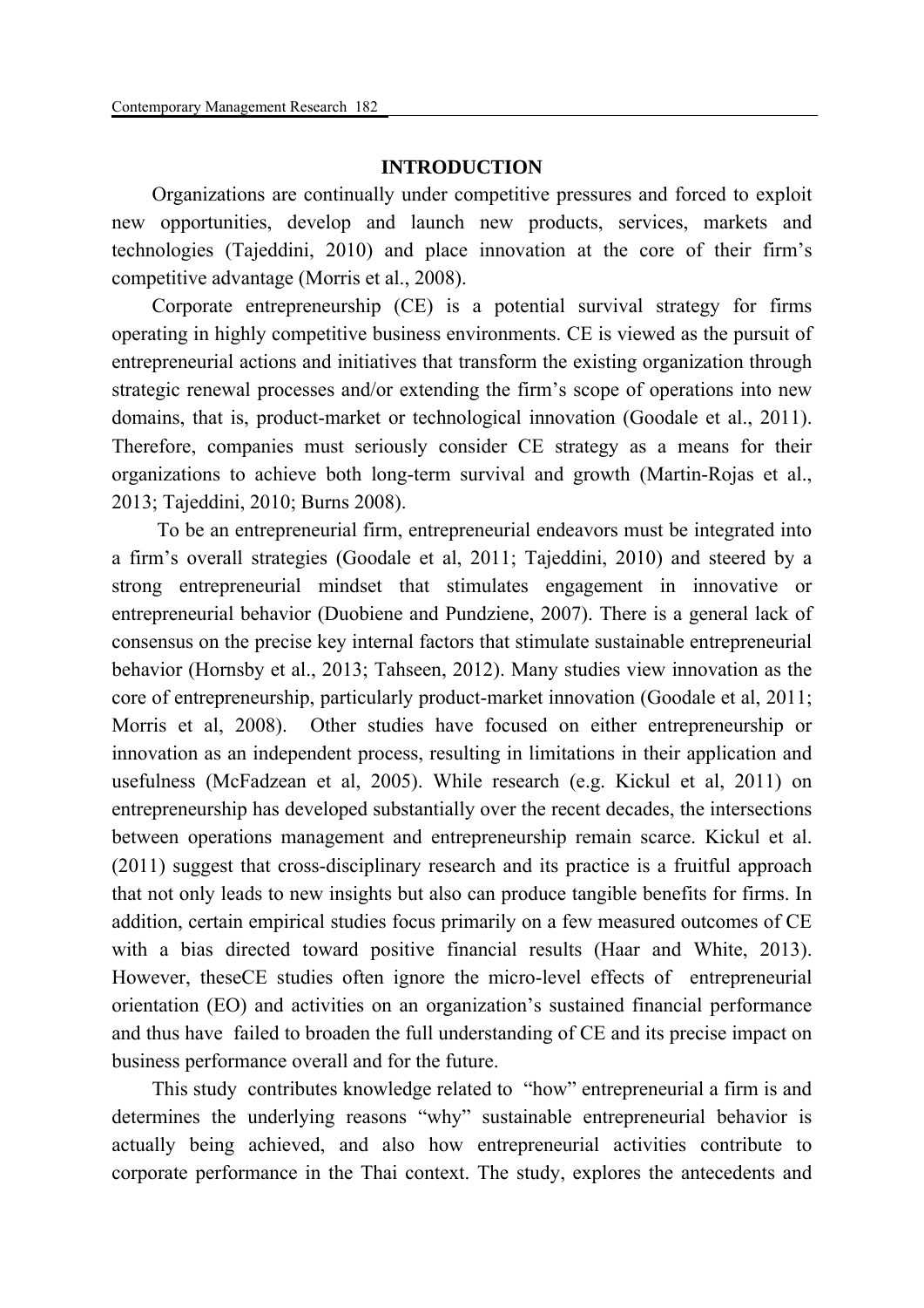## INTRODUCTION

Organizations are continually under competitive pressures and forced to exploit new opportunities, develop and launch new products, services, markets and technologies (Tajeddini, 2010) and place innovation at the core of their firm's competitive advantage (Morris et al., 2008).

Corporate entrepreneurship (CE) is a potential survival strategy for firms operating in highly competitive business environments. CE is viewed as the pursuit of entrepreneurial actions and initiatives that transform the existing organization through strategic renewal processes and/or extending the firm's scope of operations into new domains, that is, product-market or technological innovation (Goodale et al., 2011). Therefore, companies must seriously consider CE strategy as a means for their organizations to achieve both long-term survival and growth (Martin-Rojas et al., 2013; Tajeddini, 2010; Burns 2008).

To be an entrepreneurial firm, entrepreneurial endeavors must be integrated into a firm's overall strategies (Goodale et al, 2011; Tajeddini, 2010) and steered by a strong entrepreneurial mindset that stimulates engagement in innovative or entrepreneurial behavior (Duobiene and Pundziene, 2007). There is a general lack of consensus on the precise key internal factors that stimulate sustainable entrepreneurial behavior (Hornsby et al., 2013; Tahseen, 2012). Many studies view innovation as the core of entrepreneurship, particularly product-market innovation (Goodale et al, 2011; Morris et al, 2008). Other studies have focused on either entrepreneurship or innovation as an independent process, resulting in limitations in their application and usefulness (McFadzean et al, 2005). While research (e.g. Kickul et al, 2011) on entrepreneurship has developed substantially over the recent decades, the intersections between operations management and entrepreneurship remain scarce. Kickul et al. (2011) suggest that cross-disciplinary research and its practice is a fruitful approach that not only leads to new insights but also can produce tangible benefits for firms. In addition, certain empirical studies focus primarily on a few measured outcomes of CE with a bias directed toward positive financial results (Haar and White, 2013). However, theseCE studies often ignore the micro-level effects of entrepreneurial orientation (EO) and activities on an organization's sustained financial performance and thus have failed to broaden the full understanding of CE and its precise impact on business performance overall and for the future.

This study contributes knowledge related to "how" entrepreneurial a firm is and determines the underlying reasons "why" sustainable entrepreneurial behavior is actually being achieved, and also how entrepreneurial activities contribute to corporate performance in the Thai context. The study, explores the antecedents and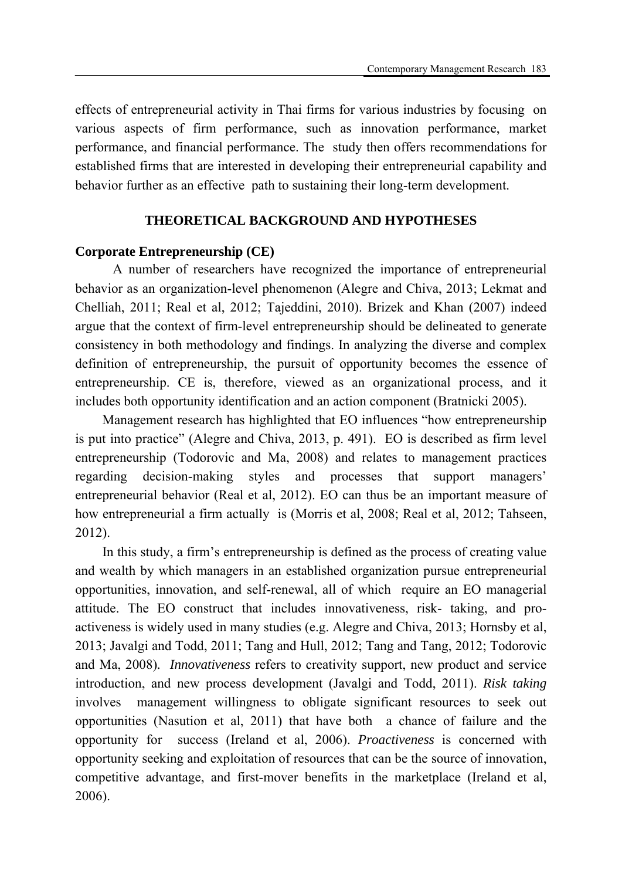effects of entrepreneurial activity in Thai firms for various industries by focusing on various aspects of firm performance, such as innovation performance, market performance, and financial performance. The study then offers recommendations for established firms that are interested in developing their entrepreneurial capability and behavior further as an effective path to sustaining their long-term development.

## THEORETICAL BACKGROUND AND HYPOTHESES

### Corporate Entrepreneurship (CE)

A number of researchers have recognized the importance of entrepreneurial behavior as an organization-level phenomenon (Alegre and Chiva, 2013; Lekmat and Chelliah, 2011; Real et al, 2012; Tajeddini, 2010). Brizek and Khan (2007) indeed argue that the context of firm-level entrepreneurship should be delineated to generate consistency in both methodology and findings. In analyzing the diverse and complex definition of entrepreneurship, the pursuit of opportunity becomes the essence of entrepreneurship. CE is, therefore, viewed as an organizational process, and it includes both opportunity identification and an action component (Bratnicki 2005).

Management research has highlighted that EO influences "how entrepreneurship is put into practice" (Alegre and Chiva, 2013, p. 491). EO is described as firm level entrepreneurship (Todorovic and Ma, 2008) and relates to management practices regarding decision-making styles and processes that support managers' entrepreneurial behavior (Real et al, 2012). EO can thus be an important measure of how entrepreneurial a firm actually is (Morris et al, 2008; Real et al, 2012; Tahseen, 2012).

In this study, a firm's entrepreneurship is defined as the process of creating value and wealth by which managers in an established organization pursue entrepreneurial opportunities, innovation, and self-renewal, all of which require an EO managerial attitude. The EO construct that includes innovativeness, risk- taking, and pro-activeness is widely used in many studies (e.g. Alegre and Chiva, 2013; Hornsby et al, 2013; Javalgi and Todd, 2011; Tang and Hull, 2012; Tang and Tang, 2012; Todorovic and Ma, 2008). *Innovativeness* refers to creativity support, new product and service introduction, and new process development (Javalgi and Todd, 2011). *Risk taking* involves management willingness to obligate significant resources to seek out opportunities (Nasution et al, 2011) that have both a chance of failure and the opportunity for success (Ireland et al, 2006). *Proactiveness* is concerned with opportunity seeking and exploitation of resources that can be the source of innovation, competitive advantage, and first-mover benefits in the marketplace (Ireland et al, 2006).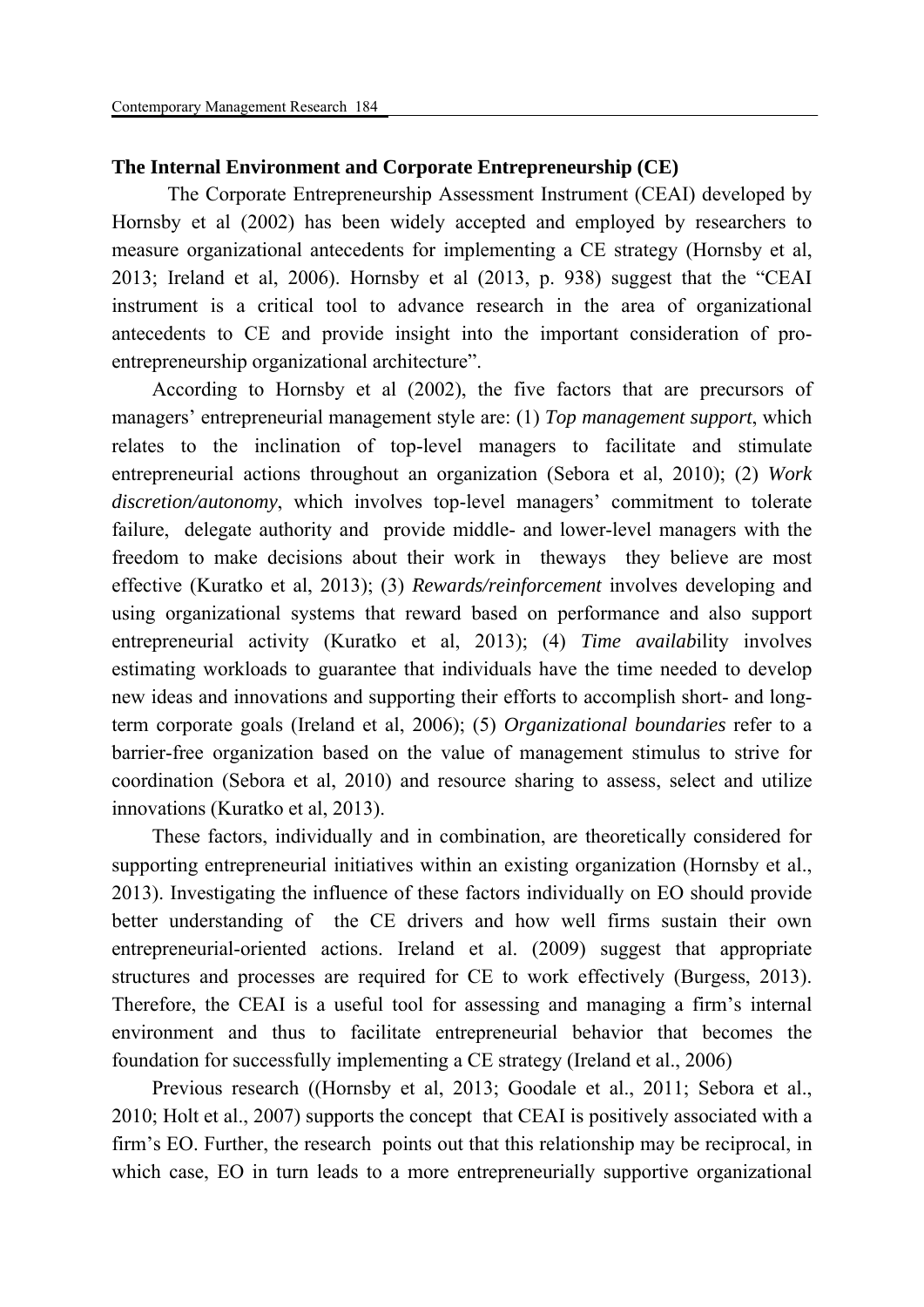**The Internal Environment and Corporate Entrepreneurship (CE)**

The Corporate Entrepreneurship Assessment Instrument (CEAI) developed by Hornsby et al (2002) has been widely accepted and employed by researchers to measure organizational antecedents for implementing a CE strategy (Hornsby et al, 2013; Ireland et al, 2006). Hornsby et al (2013, p. 938) suggest that the "CEAI instrument is a critical tool to advance research in the area of organizational antecedents to CE and provide insight into the important consideration of pro-entrepreneurship organizational architecture".

According to Hornsby et al (2002), the five factors that are precursors of managers' entrepreneurial management style are: (1) *Top management support*, which relates to the inclination of top-level managers to facilitate and stimulate entrepreneurial actions throughout an organization (Sebora et al, 2010); (2) *Work discretion/autonomy*, which involves top-level managers' commitment to tolerate failure, delegate authority and provide middle- and lower-level managers with the freedom to make decisions about their work in theways they believe are most effective (Kuratko et al, 2013); (3) *Rewards/reinforcement* involves developing and using organizational systems that reward based on performance and also support entrepreneurial activity (Kuratko et al, 2013); (4) *Time availab*ility involves estimating workloads to guarantee that individuals have the time needed to develop new ideas and innovations and supporting their efforts to accomplish short- and long-term corporate goals (Ireland et al, 2006); (5) *Organizational boundaries* refer to a barrier-free organization based on the value of management stimulus to strive for coordination (Sebora et al, 2010) and resource sharing to assess, select and utilize innovations (Kuratko et al, 2013).

These factors, individually and in combination, are theoretically considered for supporting entrepreneurial initiatives within an existing organization (Hornsby et al., 2013). Investigating the influence of these factors individually on EO should provide better understanding of the CE drivers and how well firms sustain their own entrepreneurial-oriented actions. Ireland et al. (2009) suggest that appropriate structures and processes are required for CE to work effectively (Burgess, 2013). Therefore, the CEAI is a useful tool for assessing and managing a firm's internal environment and thus to facilitate entrepreneurial behavior that becomes the foundation for successfully implementing a CE strategy (Ireland et al., 2006)

Previous research ((Hornsby et al, 2013; Goodale et al., 2011; Sebora et al., 2010; Holt et al., 2007) supports the concept that CEAI is positively associated with a firm's EO. Further, the research points out that this relationship may be reciprocal, in which case, EO in turn leads to a more entrepreneurially supportive organizational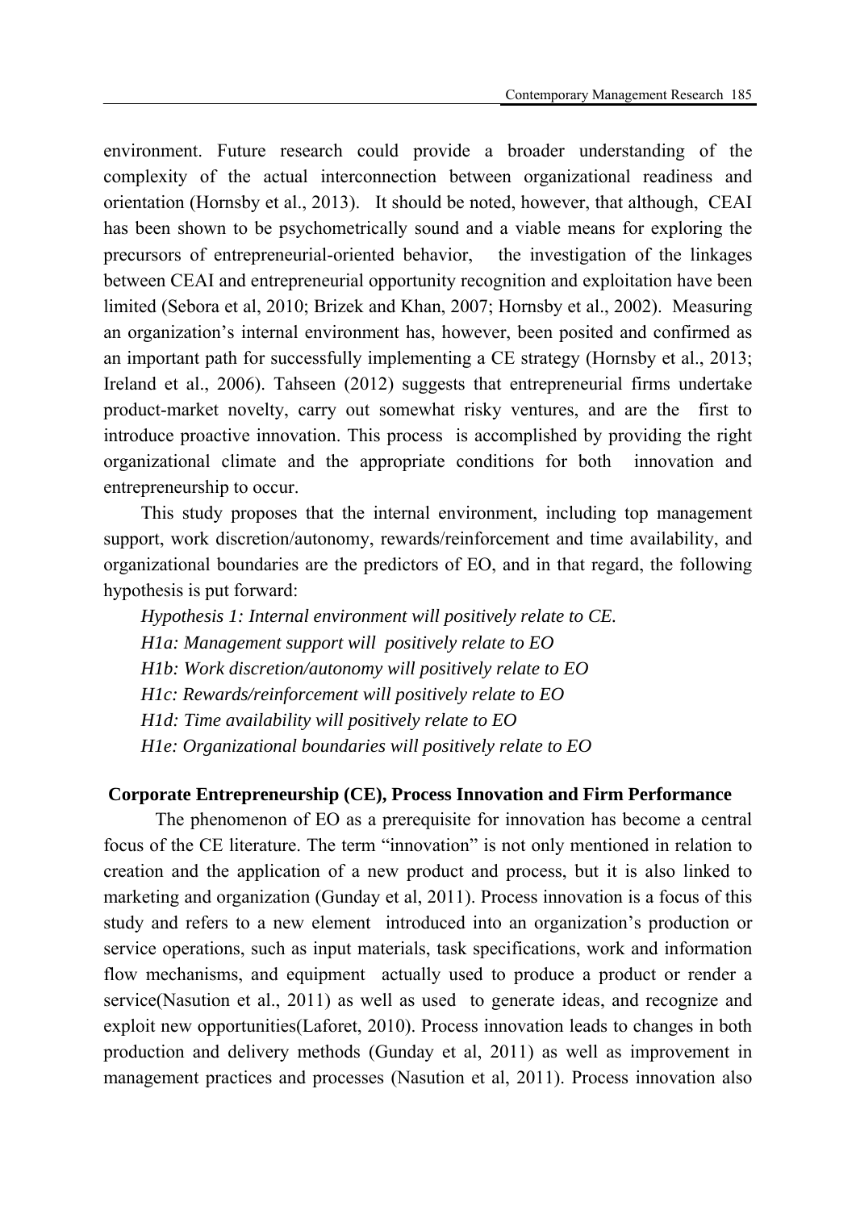environment. Future research could provide a broader understanding of the complexity of the actual interconnection between organizational readiness and orientation (Hornsby et al., 2013). It should be noted, however, that although, CEAI has been shown to be psychometrically sound and a viable means for exploring the precursors of entrepreneurial-oriented behavior, the investigation of the linkages between CEAI and entrepreneurial opportunity recognition and exploitation have been limited (Sebora et al, 2010; Brizek and Khan, 2007; Hornsby et al., 2002). Measuring an organization's internal environment has, however, been posited and confirmed as an important path for successfully implementing a CE strategy (Hornsby et al., 2013; Ireland et al., 2006). Tahseen (2012) suggests that entrepreneurial firms undertake product-market novelty, carry out somewhat risky ventures, and are the first to introduce proactive innovation. This process is accomplished by providing the right organizational climate and the appropriate conditions for both innovation and entrepreneurship to occur.

This study proposes that the internal environment, including top management support, work discretion/autonomy, rewards/reinforcement and time availability, and organizational boundaries are the predictors of EO, and in that regard, the following hypothesis is put forward:

*Hypothesis 1: Internal environment will positively relate to CE.*

*H1a: Management support will positively relate to EO*

*H1b: Work discretion/autonomy will positively relate to EO*

*H1c: Rewards/reinforcement will positively relate to EO*

*H1d: Time availability will positively relate to EO*

*H1e: Organizational boundaries will positively relate to EO*

## Corporate Entrepreneurship (CE), Process Innovation and Firm Performance

The phenomenon of EO as a prerequisite for innovation has become a central focus of the CE literature. The term "innovation" is not only mentioned in relation to creation and the application of a new product and process, but it is also linked to marketing and organization (Gunday et al, 2011). Process innovation is a focus of this study and refers to a new element introduced into an organization's production or service operations, such as input materials, task specifications, work and information flow mechanisms, and equipment actually used to produce a product or render a service(Nasution et al., 2011) as well as used to generate ideas, and recognize and exploit new opportunities(Laforet, 2010). Process innovation leads to changes in both production and delivery methods (Gunday et al, 2011) as well as improvement in management practices and processes (Nasution et al, 2011). Process innovation also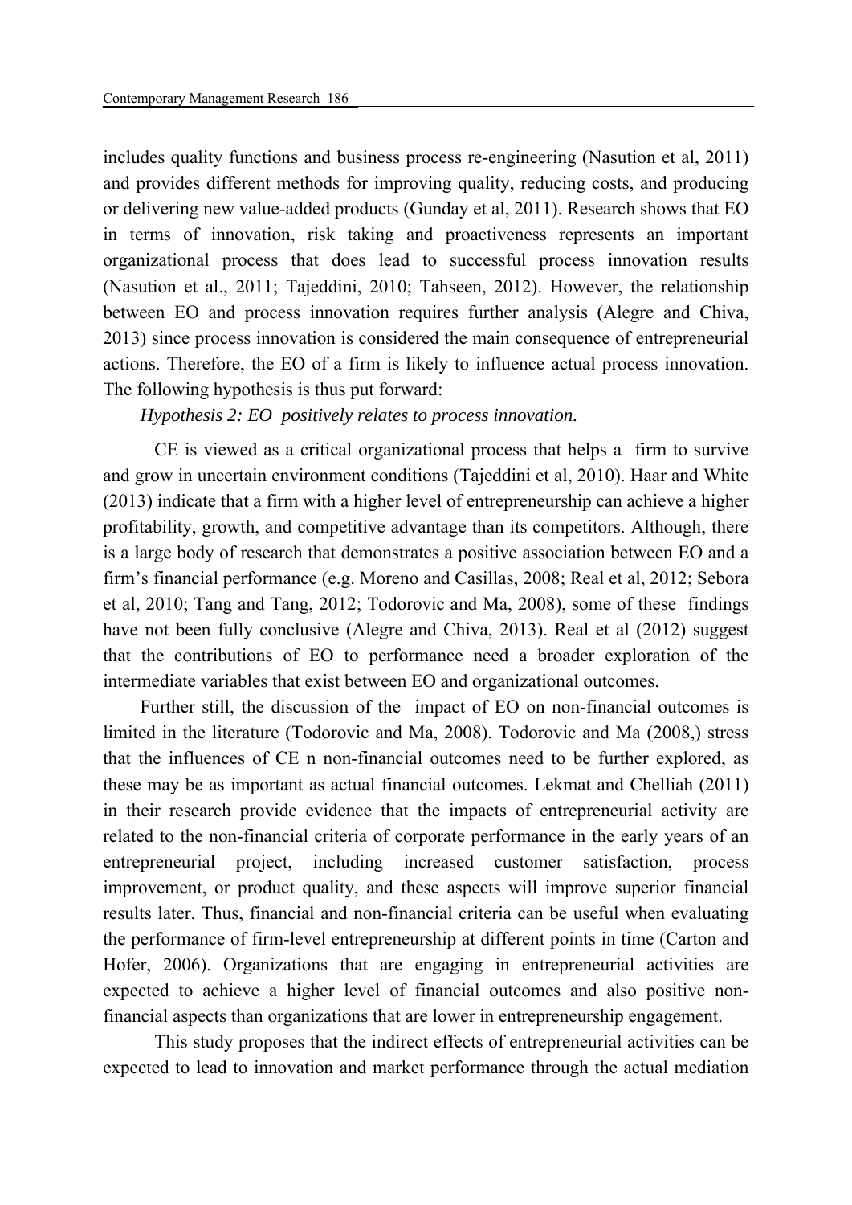includes quality functions and business process re-engineering (Nasution et al, 2011) and provides different methods for improving quality, reducing costs, and producing or delivering new value-added products (Gunday et al, 2011). Research shows that EO in terms of innovation, risk taking and proactiveness represents an important organizational process that does lead to successful process innovation results (Nasution et al., 2011; Tajeddini, 2010; Tahseen, 2012). However, the relationship between EO and process innovation requires further analysis (Alegre and Chiva, 2013) since process innovation is considered the main consequence of entrepreneurial actions. Therefore, the EO of a firm is likely to influence actual process innovation. The following hypothesis is thus put forward:

*Hypothesis 2: EO positively relates to process innovation.*

CE is viewed as a critical organizational process that helps a firm to survive and grow in uncertain environment conditions (Tajeddini et al, 2010). Haar and White (2013) indicate that a firm with a higher level of entrepreneurship can achieve a higher profitability, growth, and competitive advantage than its competitors. Although, there is a large body of research that demonstrates a positive association between EO and a firm's financial performance (e.g. Moreno and Casillas, 2008; Real et al, 2012; Sebora et al, 2010; Tang and Tang, 2012; Todorovic and Ma, 2008), some of these findings have not been fully conclusive (Alegre and Chiva, 2013). Real et al (2012) suggest that the contributions of EO to performance need a broader exploration of the intermediate variables that exist between EO and organizational outcomes.

Further still, the discussion of the impact of EO on non-financial outcomes is limited in the literature (Todorovic and Ma, 2008). Todorovic and Ma (2008,) stress that the influences of CE n non-financial outcomes need to be further explored, as these may be as important as actual financial outcomes. Lekmat and Chelliah (2011) in their research provide evidence that the impacts of entrepreneurial activity are related to the non-financial criteria of corporate performance in the early years of an entrepreneurial project, including increased customer satisfaction, process improvement, or product quality, and these aspects will improve superior financial results later. Thus, financial and non-financial criteria can be useful when evaluating the performance of firm-level entrepreneurship at different points in time (Carton and Hofer, 2006). Organizations that are engaging in entrepreneurial activities are expected to achieve a higher level of financial outcomes and also positive non-financial aspects than organizations that are lower in entrepreneurship engagement.

This study proposes that the indirect effects of entrepreneurial activities can be expected to lead to innovation and market performance through the actual mediation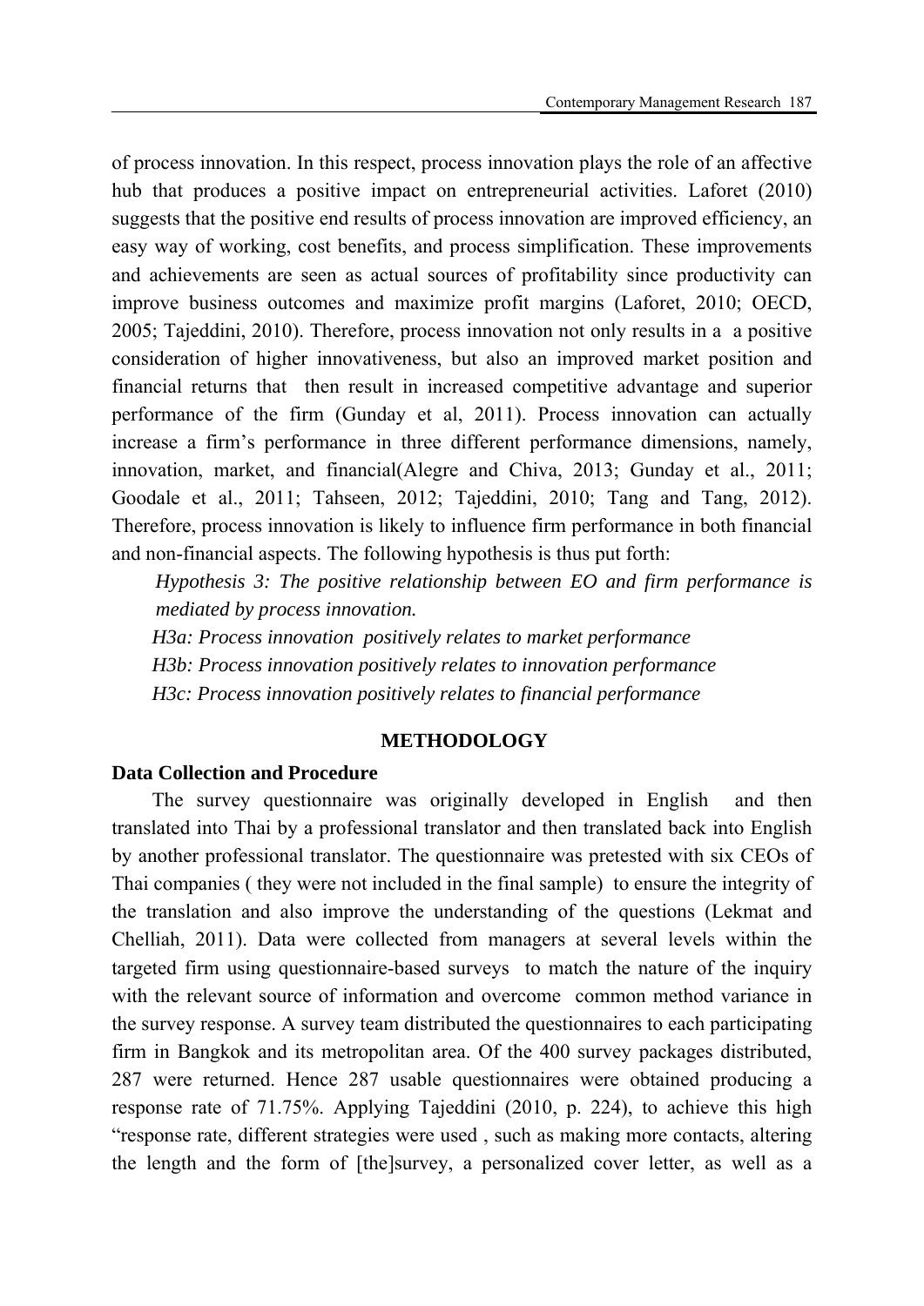of process innovation. In this respect, process innovation plays the role of an affective hub that produces a positive impact on entrepreneurial activities. Laforet (2010) suggests that the positive end results of process innovation are improved efficiency, an easy way of working, cost benefits, and process simplification. These improvements and achievements are seen as actual sources of profitability since productivity can improve business outcomes and maximize profit margins (Laforet, 2010; OECD, 2005; Tajeddini, 2010). Therefore, process innovation not only results in a a positive consideration of higher innovativeness, but also an improved market position and financial returns that then result in increased competitive advantage and superior performance of the firm (Gunday et al, 2011). Process innovation can actually increase a firm's performance in three different performance dimensions, namely, innovation, market, and financial(Alegre and Chiva, 2013; Gunday et al., 2011; Goodale et al., 2011; Tahseen, 2012; Tajeddini, 2010; Tang and Tang, 2012). Therefore, process innovation is likely to influence firm performance in both financial and non-financial aspects. The following hypothesis is thus put forth:

*Hypothesis 3: The positive relationship between EO and firm performance is mediated by process innovation.*

*H3a: Process innovation positively relates to market performance*

*H3b: Process innovation positively relates to innovation performance*

*H3c: Process innovation positively relates to financial performance*

## METHODOLOGY

### Data Collection and Procedure

The survey questionnaire was originally developed in English and then translated into Thai by a professional translator and then translated back into English by another professional translator. The questionnaire was pretested with six CEOs of Thai companies ( they were not included in the final sample) to ensure the integrity of the translation and also improve the understanding of the questions (Lekmat and Chelliah, 2011). Data were collected from managers at several levels within the targeted firm using questionnaire-based surveys to match the nature of the inquiry with the relevant source of information and overcome common method variance in the survey response. A survey team distributed the questionnaires to each participating firm in Bangkok and its metropolitan area. Of the 400 survey packages distributed, 287 were returned. Hence 287 usable questionnaires were obtained producing a response rate of 71.75%. Applying Tajeddini (2010, p. 224), to achieve this high "response rate, different strategies were used , such as making more contacts, altering the length and the form of [the]survey, a personalized cover letter, as well as a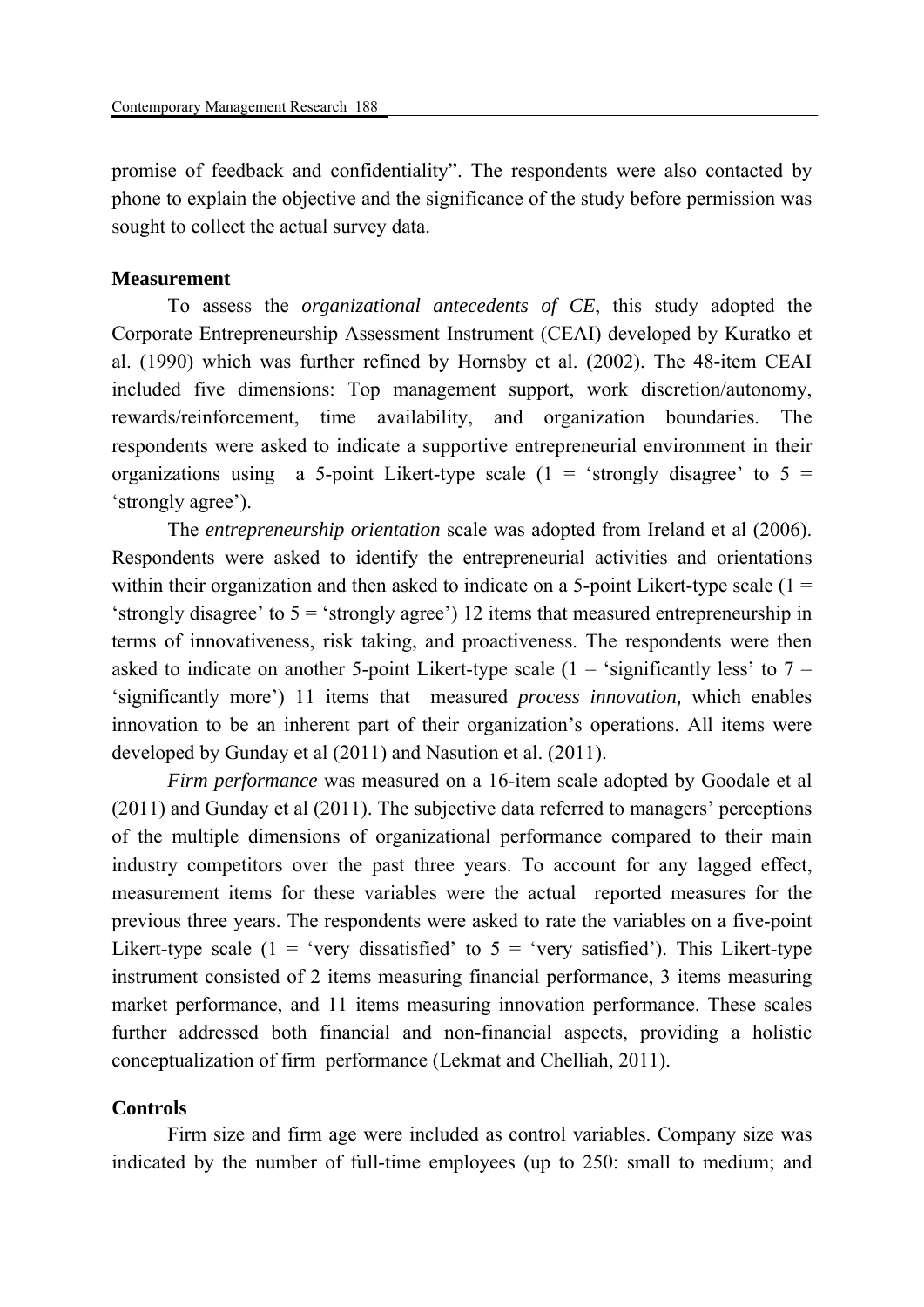promise of feedback and confidentiality". The respondents were also contacted by phone to explain the objective and the significance of the study before permission was sought to collect the actual survey data.

### Measurement

To assess the *organizational antecedents of CE*, this study adopted the Corporate Entrepreneurship Assessment Instrument (CEAI) developed by Kuratko et al. (1990) which was further refined by Hornsby et al. (2002). The 48-item CEAI included five dimensions: Top management support, work discretion/autonomy, rewards/reinforcement, time availability, and organization boundaries. The respondents were asked to indicate a supportive entrepreneurial environment in their organizations using a 5-point Likert-type scale (1 = 'strongly disagree' to 5 = 'strongly agree').

The *entrepreneurship orientation* scale was adopted from Ireland et al (2006). Respondents were asked to identify the entrepreneurial activities and orientations within their organization and then asked to indicate on a 5-point Likert-type scale (1 = 'strongly disagree' to 5 = 'strongly agree') 12 items that measured entrepreneurship in terms of innovativeness, risk taking, and proactiveness. The respondents were then asked to indicate on another 5-point Likert-type scale (1 = 'significantly less' to 7 = 'significantly more') 11 items that measured *process innovation,* which enables innovation to be an inherent part of their organization's operations. All items were developed by Gunday et al (2011) and Nasution et al. (2011).

*Firm performance* was measured on a 16-item scale adopted by Goodale et al (2011) and Gunday et al (2011). The subjective data referred to managers' perceptions of the multiple dimensions of organizational performance compared to their main industry competitors over the past three years. To account for any lagged effect, measurement items for these variables were the actual reported measures for the previous three years. The respondents were asked to rate the variables on a five-point Likert-type scale (1 = 'very dissatisfied' to 5 = 'very satisfied'). This Likert-type instrument consisted of 2 items measuring financial performance, 3 items measuring market performance, and 11 items measuring innovation performance. These scales further addressed both financial and non-financial aspects, providing a holistic conceptualization of firm performance (Lekmat and Chelliah, 2011).

### Controls

Firm size and firm age were included as control variables. Company size was indicated by the number of full-time employees (up to 250: small to medium; and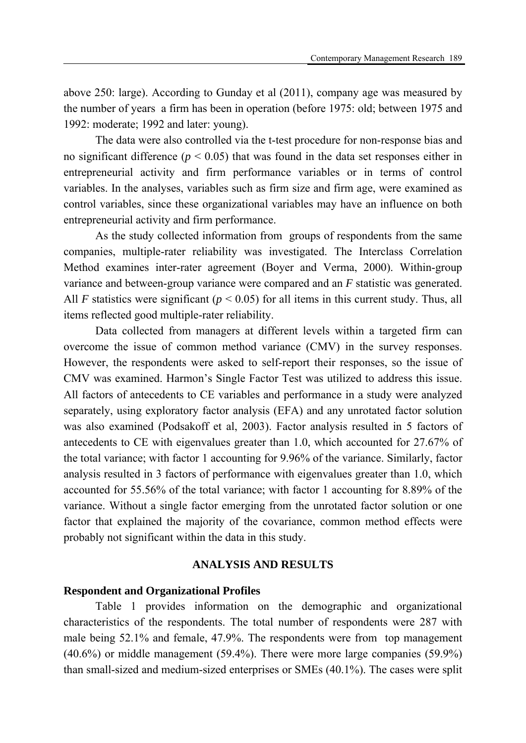above 250: large). According to Gunday et al (2011), company age was measured by the number of years a firm has been in operation (before 1975: old; between 1975 and 1992: moderate; 1992 and later: young).

The data were also controlled via the t-test procedure for non-response bias and no significant difference ($p < 0.05$) that was found in the data set responses either in entrepreneurial activity and firm performance variables or in terms of control variables. In the analyses, variables such as firm size and firm age, were examined as control variables, since these organizational variables may have an influence on both entrepreneurial activity and firm performance.

As the study collected information from groups of respondents from the same companies, multiple-rater reliability was investigated. The Interclass Correlation Method examines inter-rater agreement (Boyer and Verma, 2000). Within-group variance and between-group variance were compared and an $F$ statistic was generated. All $F$ statistics were significant ($p < 0.05$) for all items in this current study. Thus, all items reflected good multiple-rater reliability.

Data collected from managers at different levels within a targeted firm can overcome the issue of common method variance (CMV) in the survey responses. However, the respondents were asked to self-report their responses, so the issue of CMV was examined. Harmon's Single Factor Test was utilized to address this issue. All factors of antecedents to CE variables and performance in a study were analyzed separately, using exploratory factor analysis (EFA) and any unrotated factor solution was also examined (Podsakoff et al, 2003). Factor analysis resulted in 5 factors of antecedents to CE with eigenvalues greater than 1.0, which accounted for 27.67% of the total variance; with factor 1 accounting for 9.96% of the variance. Similarly, factor analysis resulted in 3 factors of performance with eigenvalues greater than 1.0, which accounted for 55.56% of the total variance; with factor 1 accounting for 8.89% of the variance. Without a single factor emerging from the unrotated factor solution or one factor that explained the majority of the covariance, common method effects were probably not significant within the data in this study.

## ANALYSIS AND RESULTS

### Respondent and Organizational Profiles

Table 1 provides information on the demographic and organizational characteristics of the respondents. The total number of respondents were 287 with male being 52.1% and female, 47.9%. The respondents were from top management (40.6%) or middle management (59.4%). There were more large companies (59.9%) than small-sized and medium-sized enterprises or SMEs (40.1%). The cases were split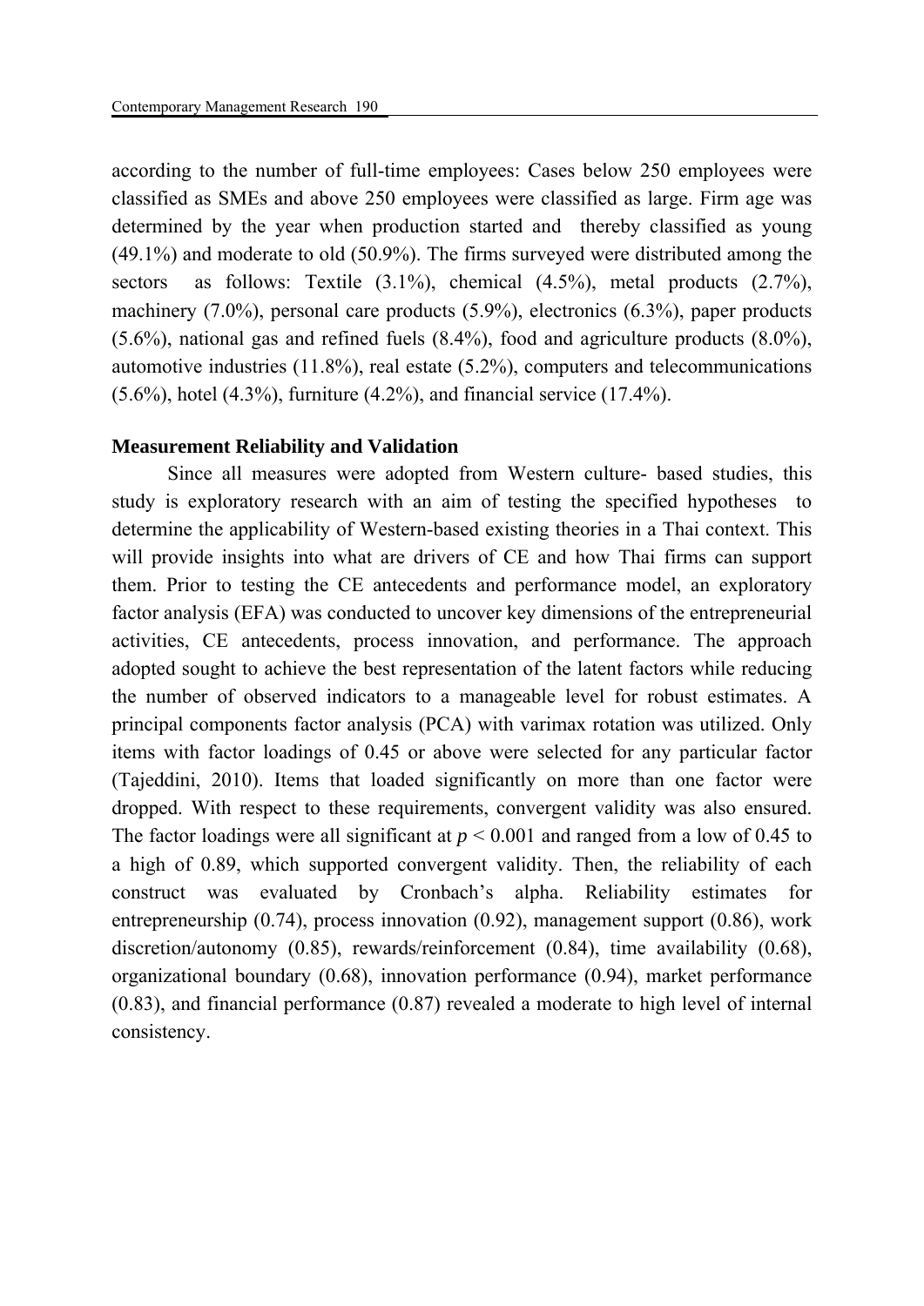according to the number of full-time employees: Cases below 250 employees were classified as SMEs and above 250 employees were classified as large. Firm age was determined by the year when production started and thereby classified as young (49.1%) and moderate to old (50.9%). The firms surveyed were distributed among the sectors as follows: Textile (3.1%), chemical (4.5%), metal products (2.7%), machinery (7.0%), personal care products (5.9%), electronics (6.3%), paper products (5.6%), national gas and refined fuels (8.4%), food and agriculture products (8.0%), automotive industries (11.8%), real estate (5.2%), computers and telecommunications (5.6%), hotel (4.3%), furniture (4.2%), and financial service (17.4%).

**Measurement Reliability and Validation**

Since all measures were adopted from Western culture- based studies, this study is exploratory research with an aim of testing the specified hypotheses to determine the applicability of Western-based existing theories in a Thai context. This will provide insights into what are drivers of CE and how Thai firms can support them. Prior to testing the CE antecedents and performance model, an exploratory factor analysis (EFA) was conducted to uncover key dimensions of the entrepreneurial activities, CE antecedents, process innovation, and performance. The approach adopted sought to achieve the best representation of the latent factors while reducing the number of observed indicators to a manageable level for robust estimates. A principal components factor analysis (PCA) with varimax rotation was utilized. Only items with factor loadings of 0.45 or above were selected for any particular factor (Tajeddini, 2010). Items that loaded significantly on more than one factor were dropped. With respect to these requirements, convergent validity was also ensured. The factor loadings were all significant at $p < 0.001$ and ranged from a low of 0.45 to a high of 0.89, which supported convergent validity. Then, the reliability of each construct was evaluated by Cronbach's alpha. Reliability estimates for entrepreneurship (0.74), process innovation (0.92), management support (0.86), work discretion/autonomy (0.85), rewards/reinforcement (0.84), time availability (0.68), organizational boundary (0.68), innovation performance (0.94), market performance (0.83), and financial performance (0.87) revealed a moderate to high level of internal consistency.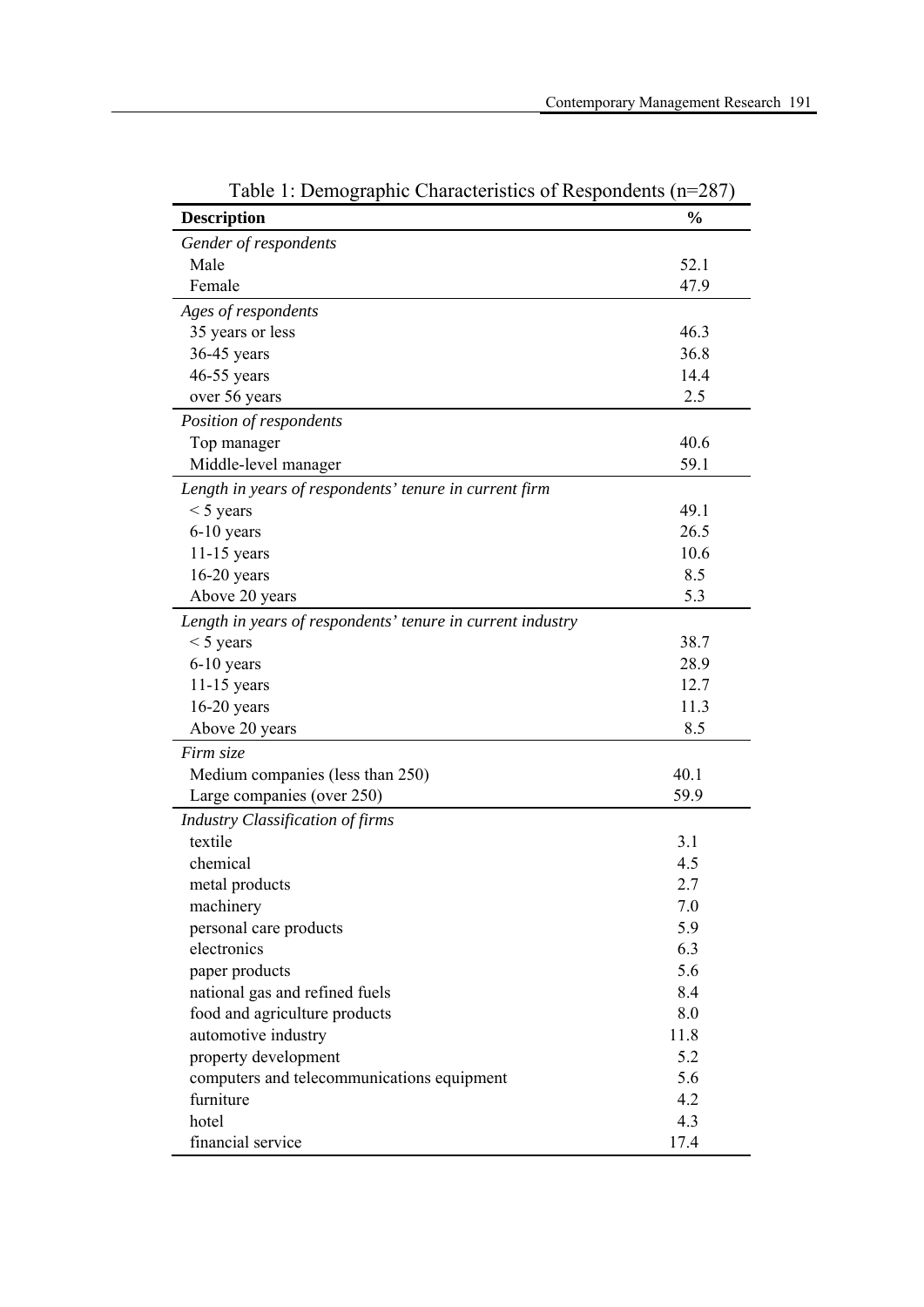Table 1: Demographic Characteristics of Respondents (n=287)

| **Description** | **%** |
|---|---|
| *Gender of respondents* | |
| Male | 52.1 |
| Female | 47.9 |
| *Ages of respondents* | |
| 35 years or less | 46.3 |
| 36-45 years | 36.8 |
| 46-55 years | 14.4 |
| over 56 years | 2.5 |
| *Position of respondents* | |
| Top manager | 40.6 |
| Middle-level manager | 59.1 |
| *Length in years of respondents' tenure in current firm* | |
| < 5 years | 49.1 |
| 6-10 years | 26.5 |
| 11-15 years | 10.6 |
| 16-20 years | 8.5 |
| Above 20 years | 5.3 |
| *Length in years of respondents' tenure in current industry* | |
| < 5 years | 38.7 |
| 6-10 years | 28.9 |
| 11-15 years | 12.7 |
| 16-20 years | 11.3 |
| Above 20 years | 8.5 |
| *Firm size* | |
| Medium companies (less than 250) | 40.1 |
| Large companies (over 250) | 59.9 |
| *Industry Classification of firms* | |
| textile | 3.1 |
| chemical | 4.5 |
| metal products | 2.7 |
| machinery | 7.0 |
| personal care products | 5.9 |
| electronics | 6.3 |
| paper products | 5.6 |
| national gas and refined fuels | 8.4 |
| food and agriculture products | 8.0 |
| automotive industry | 11.8 |
| property development | 5.2 |
| computers and telecommunications equipment | 5.6 |
| furniture | 4.2 |
| hotel | 4.3 |
| financial service | 17.4 |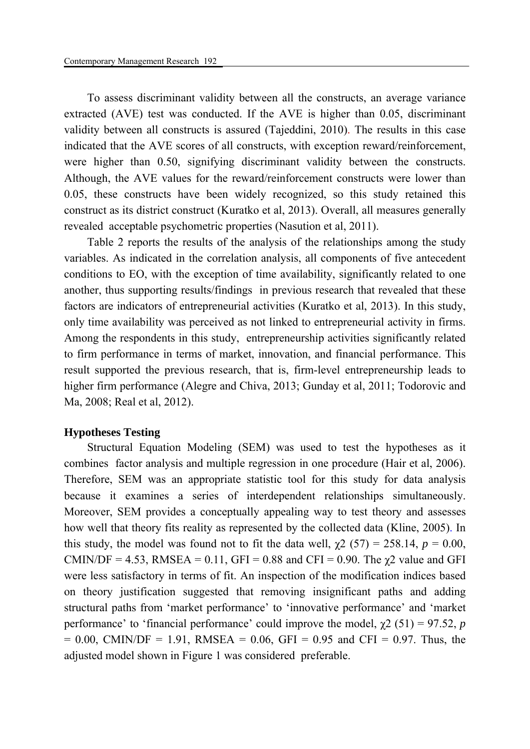To assess discriminant validity between all the constructs, an average variance extracted (AVE) test was conducted. If the AVE is higher than 0.05, discriminant validity between all constructs is assured (Tajeddini, 2010). The results in this case indicated that the AVE scores of all constructs, with exception reward/reinforcement, were higher than 0.50, signifying discriminant validity between the constructs. Although, the AVE values for the reward/reinforcement constructs were lower than 0.05, these constructs have been widely recognized, so this study retained this construct as its district construct (Kuratko et al, 2013). Overall, all measures generally revealed acceptable psychometric properties (Nasution et al, 2011).

Table 2 reports the results of the analysis of the relationships among the study variables. As indicated in the correlation analysis, all components of five antecedent conditions to EO, with the exception of time availability, significantly related to one another, thus supporting results/findings in previous research that revealed that these factors are indicators of entrepreneurial activities (Kuratko et al, 2013). In this study, only time availability was perceived as not linked to entrepreneurial activity in firms. Among the respondents in this study, entrepreneurship activities significantly related to firm performance in terms of market, innovation, and financial performance. This result supported the previous research, that is, firm-level entrepreneurship leads to higher firm performance (Alegre and Chiva, 2013; Gunday et al, 2011; Todorovic and Ma, 2008; Real et al, 2012).

**Hypotheses Testing**

Structural Equation Modeling (SEM) was used to test the hypotheses as it combines factor analysis and multiple regression in one procedure (Hair et al, 2006). Therefore, SEM was an appropriate statistic tool for this study for data analysis because it examines a series of interdependent relationships simultaneously. Moreover, SEM provides a conceptually appealing way to test theory and assesses how well that theory fits reality as represented by the collected data (Kline, 2005). In this study, the model was found not to fit the data well, $\chi^2$ (57) = 258.14, $p$ = 0.00, CMIN/DF = 4.53, RMSEA = 0.11, GFI = 0.88 and CFI = 0.90. The $\chi^2$ value and GFI were less satisfactory in terms of fit. An inspection of the modification indices based on theory justification suggested that removing insignificant paths and adding structural paths from 'market performance' to 'innovative performance' and 'market performance' to 'financial performance' could improve the model, $\chi^2$ (51) = 97.52, $p$ = 0.00, CMIN/DF = 1.91, RMSEA = 0.06, GFI = 0.95 and CFI = 0.97. Thus, the adjusted model shown in Figure 1 was considered preferable.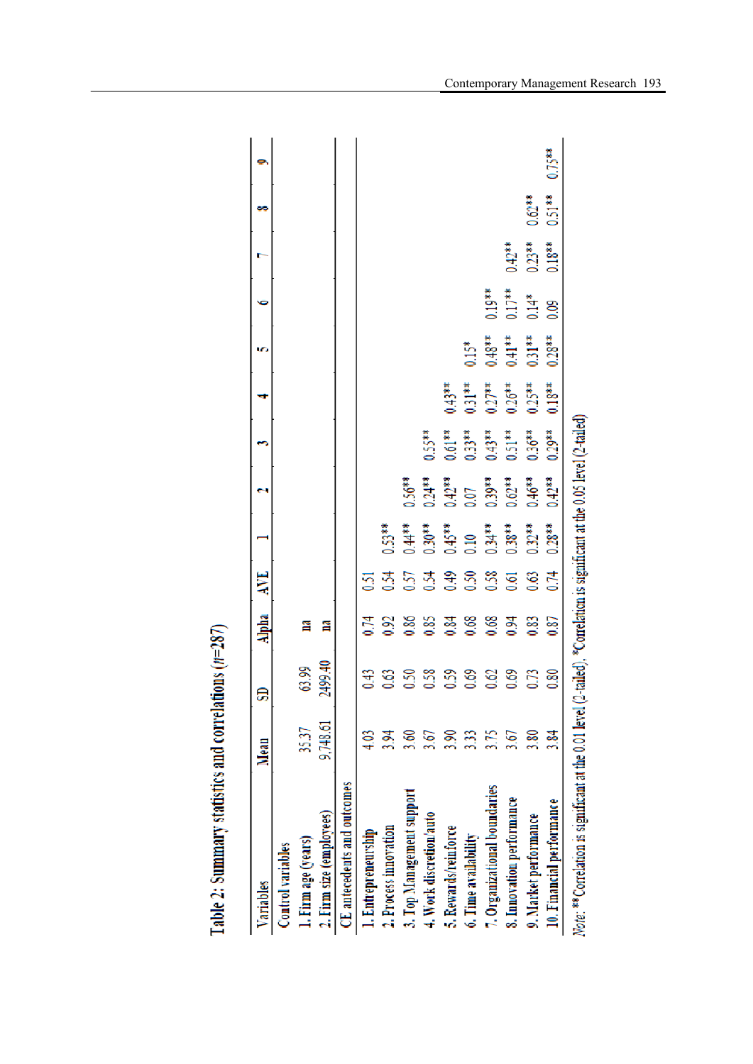Table 2: Summary statistics and correlations ($n$=287)

| Variables | Mean | SD | Alpha | AVE | 1 | 2 | 3 | 4 | 5 | 6 | 7 | 8 | 9 |
|---|---|---|---|---|---|---|---|---|---|---|---|---|---|
| Control variables | | | | | | | | | | | | | |
| 1. Firm age (years) | 35.37 | 63.99 | na | | | | | | | | | | |
| 2. Firm size (employees) | 9,748.61 | 2499.40 | na | | | | | | | | | | |
| CE antecedents and outcomes | | | | | | | | | | | | | |
| 1. Entrepreneurship | 4.03 | 0.43 | 0.74 | 0.51 | | | | | | | | | |
| 2. Process innovation | 3.94 | 0.63 | 0.92 | 0.54 | 0.53** | | | | | | | | |
| 3. Top Management support | 3.60 | 0.50 | 0.86 | 0.57 | 0.44** | 0.56** | | | | | | | |
| 4. Work discretion/auto | 3.67 | 0.58 | 0.85 | 0.54 | 0.30** | 0.24** | 0.55** | | | | | | |
| 5. Rewards/reinforce | 3.90 | 0.59 | 0.84 | 0.49 | 0.45** | 0.42** | 0.61** | 0.43** | | | | | |
| 6. Time availability | 3.33 | 0.69 | 0.68 | 0.50 | 0.10 | 0.07 | 0.33** | 0.31** | 0.15* | | | | |
| 7. Organizational boundaries | 3.75 | 0.62 | 0.68 | 0.58 | 0.34** | 0.39** | 0.43** | 0.27** | 0.48** | 0.19** | | | |
| 8. Innovation performance | 3.67 | 0.69 | 0.94 | 0.61 | 0.38** | 0.62** | 0.51** | 0.26** | 0.41** | 0.17** | 0.42** | | |
| 9. Market performance | 3.80 | 0.73 | 0.83 | 0.63 | 0.32** | 0.46** | 0.36** | 0.25** | 0.31** | 0.14* | 0.23** | 0.62** | |
| 10. Financial performance | 3.84 | 0.80 | 0.87 | 0.74 | 0.28** | 0.42** | 0.29** | 0.18** | 0.28** | 0.09 | 0.18** | 0.51** | 0.75** |

*Note*: ** Correlation is significant at the 0.01 level (2-tailed). *Correlation is significant at the 0.05 level (2-tailed)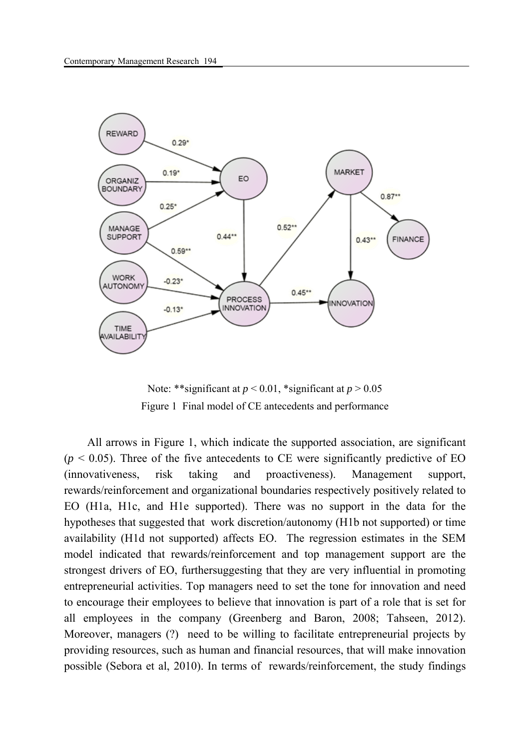Note: **significant at $p < 0.01$, *significant at $p > 0.05$

Figure 1 Final model of CE antecedents and performance

All arrows in Figure 1, which indicate the supported association, are significant ($p < 0.05$). Three of the five antecedents to CE were significantly predictive of EO (innovativeness, risk taking and proactiveness). Management support, rewards/reinforcement and organizational boundaries respectively positively related to EO (H1a, H1c, and H1e supported). There was no support in the data for the hypotheses that suggested that work discretion/autonomy (H1b not supported) or time availability (H1d not supported) affects EO. The regression estimates in the SEM model indicated that rewards/reinforcement and top management support are the strongest drivers of EO, furthersuggesting that they are very influential in promoting entrepreneurial activities. Top managers need to set the tone for innovation and need to encourage their employees to believe that innovation is part of a role that is set for all employees in the company (Greenberg and Baron, 2008; Tahseen, 2012). Moreover, managers (?) need to be willing to facilitate entrepreneurial projects by providing resources, such as human and financial resources, that will make innovation possible (Sebora et al, 2010). In terms of rewards/reinforcement, the study findings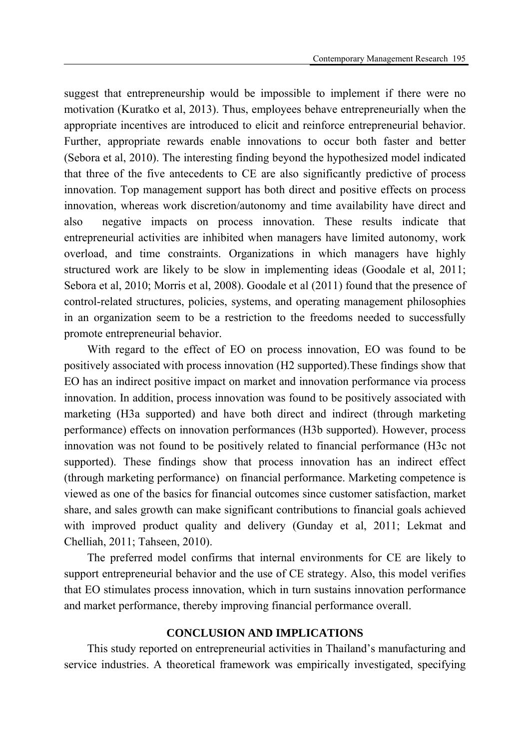suggest that entrepreneurship would be impossible to implement if there were no motivation (Kuratko et al, 2013). Thus, employees behave entrepreneurially when the appropriate incentives are introduced to elicit and reinforce entrepreneurial behavior. Further, appropriate rewards enable innovations to occur both faster and better (Sebora et al, 2010). The interesting finding beyond the hypothesized model indicated that three of the five antecedents to CE are also significantly predictive of process innovation. Top management support has both direct and positive effects on process innovation, whereas work discretion/autonomy and time availability have direct and also negative impacts on process innovation. These results indicate that entrepreneurial activities are inhibited when managers have limited autonomy, work overload, and time constraints. Organizations in which managers have highly structured work are likely to be slow in implementing ideas (Goodale et al, 2011; Sebora et al, 2010; Morris et al, 2008). Goodale et al (2011) found that the presence of control-related structures, policies, systems, and operating management philosophies in an organization seem to be a restriction to the freedoms needed to successfully promote entrepreneurial behavior.

With regard to the effect of EO on process innovation, EO was found to be positively associated with process innovation (H2 supported).These findings show that EO has an indirect positive impact on market and innovation performance via process innovation. In addition, process innovation was found to be positively associated with marketing (H3a supported) and have both direct and indirect (through marketing performance) effects on innovation performances (H3b supported). However, process innovation was not found to be positively related to financial performance (H3c not supported). These findings show that process innovation has an indirect effect (through marketing performance) on financial performance. Marketing competence is viewed as one of the basics for financial outcomes since customer satisfaction, market share, and sales growth can make significant contributions to financial goals achieved with improved product quality and delivery (Gunday et al, 2011; Lekmat and Chelliah, 2011; Tahseen, 2010).

The preferred model confirms that internal environments for CE are likely to support entrepreneurial behavior and the use of CE strategy. Also, this model verifies that EO stimulates process innovation, which in turn sustains innovation performance and market performance, thereby improving financial performance overall.

## CONCLUSION AND IMPLICATIONS

This study reported on entrepreneurial activities in Thailand's manufacturing and service industries. A theoretical framework was empirically investigated, specifying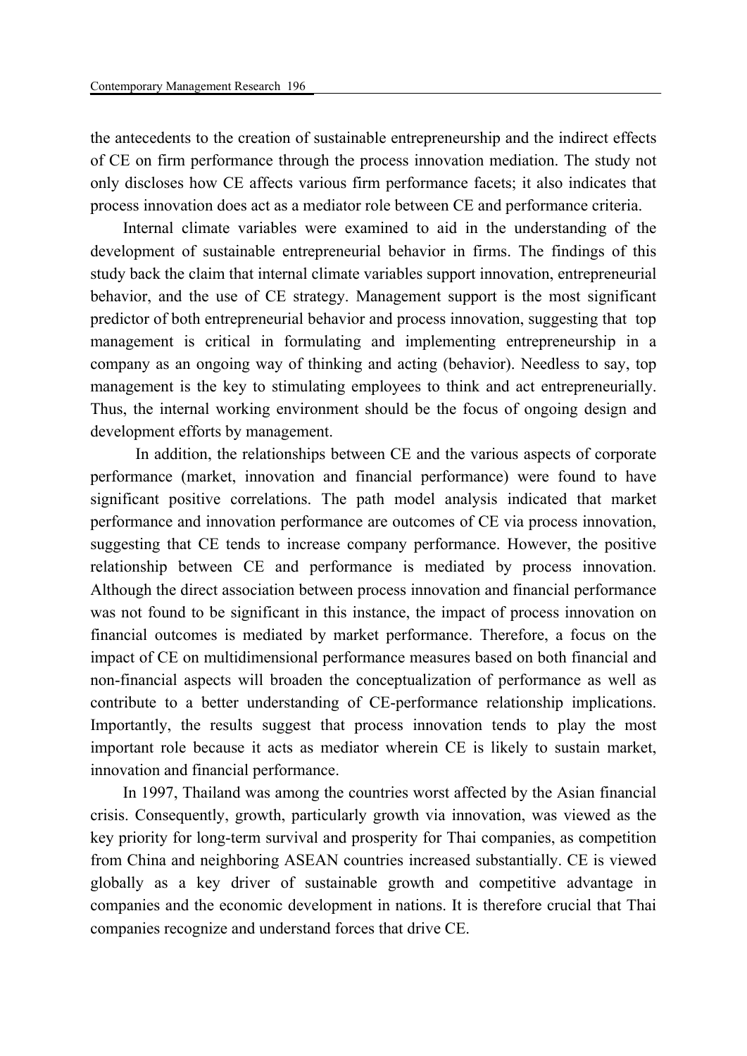the antecedents to the creation of sustainable entrepreneurship and the indirect effects of CE on firm performance through the process innovation mediation. The study not only discloses how CE affects various firm performance facets; it also indicates that process innovation does act as a mediator role between CE and performance criteria.

Internal climate variables were examined to aid in the understanding of the development of sustainable entrepreneurial behavior in firms. The findings of this study back the claim that internal climate variables support innovation, entrepreneurial behavior, and the use of CE strategy. Management support is the most significant predictor of both entrepreneurial behavior and process innovation, suggesting that top management is critical in formulating and implementing entrepreneurship in a company as an ongoing way of thinking and acting (behavior). Needless to say, top management is the key to stimulating employees to think and act entrepreneurially. Thus, the internal working environment should be the focus of ongoing design and development efforts by management.

In addition, the relationships between CE and the various aspects of corporate performance (market, innovation and financial performance) were found to have significant positive correlations. The path model analysis indicated that market performance and innovation performance are outcomes of CE via process innovation, suggesting that CE tends to increase company performance. However, the positive relationship between CE and performance is mediated by process innovation. Although the direct association between process innovation and financial performance was not found to be significant in this instance, the impact of process innovation on financial outcomes is mediated by market performance. Therefore, a focus on the impact of CE on multidimensional performance measures based on both financial and non-financial aspects will broaden the conceptualization of performance as well as contribute to a better understanding of CE-performance relationship implications. Importantly, the results suggest that process innovation tends to play the most important role because it acts as mediator wherein CE is likely to sustain market, innovation and financial performance.

In 1997, Thailand was among the countries worst affected by the Asian financial crisis. Consequently, growth, particularly growth via innovation, was viewed as the key priority for long-term survival and prosperity for Thai companies, as competition from China and neighboring ASEAN countries increased substantially. CE is viewed globally as a key driver of sustainable growth and competitive advantage in companies and the economic development in nations. It is therefore crucial that Thai companies recognize and understand forces that drive CE.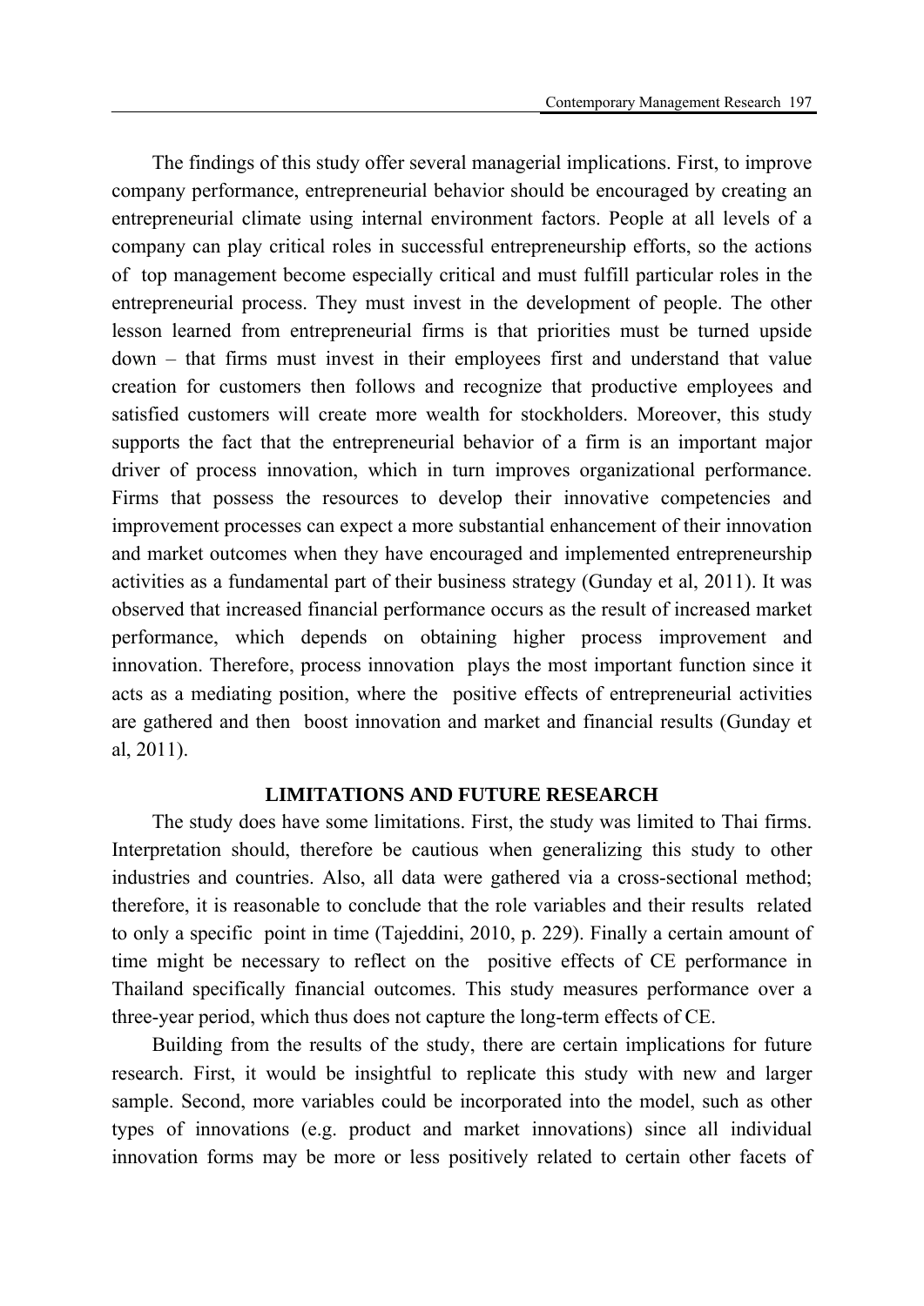The findings of this study offer several managerial implications. First, to improve company performance, entrepreneurial behavior should be encouraged by creating an entrepreneurial climate using internal environment factors. People at all levels of a company can play critical roles in successful entrepreneurship efforts, so the actions of top management become especially critical and must fulfill particular roles in the entrepreneurial process. They must invest in the development of people. The other lesson learned from entrepreneurial firms is that priorities must be turned upside down – that firms must invest in their employees first and understand that value creation for customers then follows and recognize that productive employees and satisfied customers will create more wealth for stockholders. Moreover, this study supports the fact that the entrepreneurial behavior of a firm is an important major driver of process innovation, which in turn improves organizational performance. Firms that possess the resources to develop their innovative competencies and improvement processes can expect a more substantial enhancement of their innovation and market outcomes when they have encouraged and implemented entrepreneurship activities as a fundamental part of their business strategy (Gunday et al, 2011). It was observed that increased financial performance occurs as the result of increased market performance, which depends on obtaining higher process improvement and innovation. Therefore, process innovation plays the most important function since it acts as a mediating position, where the positive effects of entrepreneurial activities are gathered and then boost innovation and market and financial results (Gunday et al, 2011).

## LIMITATIONS AND FUTURE RESEARCH

The study does have some limitations. First, the study was limited to Thai firms. Interpretation should, therefore be cautious when generalizing this study to other industries and countries. Also, all data were gathered via a cross-sectional method; therefore, it is reasonable to conclude that the role variables and their results related to only a specific point in time (Tajeddini, 2010, p. 229). Finally a certain amount of time might be necessary to reflect on the positive effects of CE performance in Thailand specifically financial outcomes. This study measures performance over a three-year period, which thus does not capture the long-term effects of CE.

Building from the results of the study, there are certain implications for future research. First, it would be insightful to replicate this study with new and larger sample. Second, more variables could be incorporated into the model, such as other types of innovations (e.g. product and market innovations) since all individual innovation forms may be more or less positively related to certain other facets of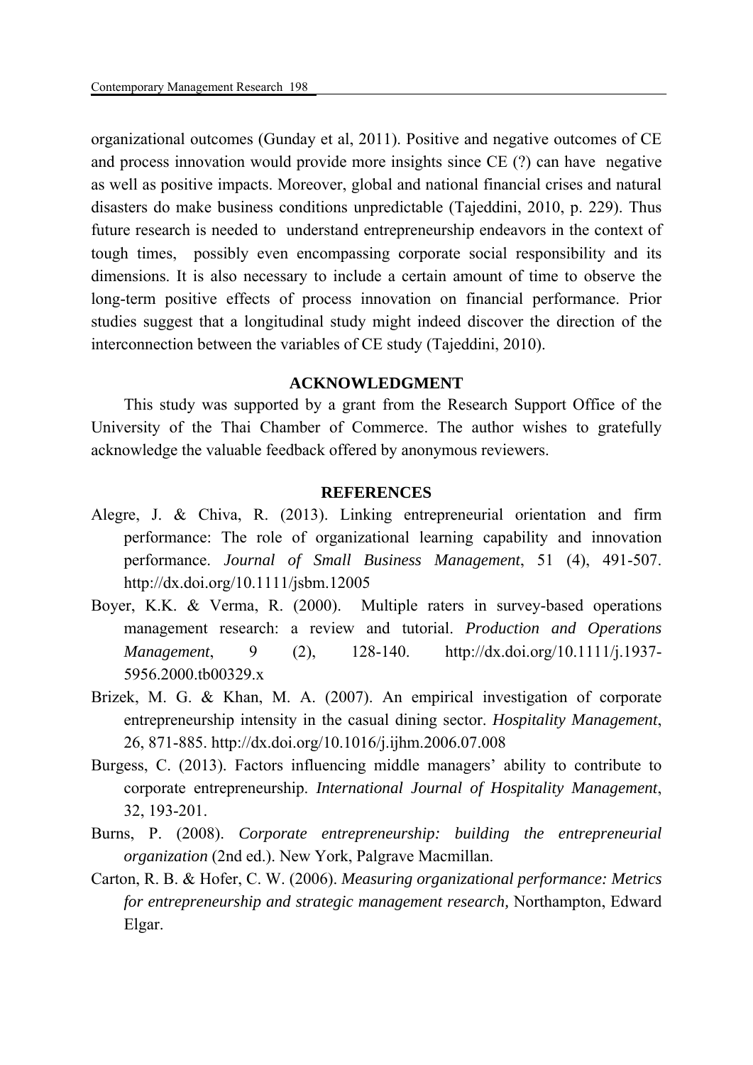organizational outcomes (Gunday et al, 2011). Positive and negative outcomes of CE and process innovation would provide more insights since CE (?) can have negative as well as positive impacts. Moreover, global and national financial crises and natural disasters do make business conditions unpredictable (Tajeddini, 2010, p. 229). Thus future research is needed to understand entrepreneurship endeavors in the context of tough times, possibly even encompassing corporate social responsibility and its dimensions. It is also necessary to include a certain amount of time to observe the long-term positive effects of process innovation on financial performance. Prior studies suggest that a longitudinal study might indeed discover the direction of the interconnection between the variables of CE study (Tajeddini, 2010).

## ACKNOWLEDGMENT

This study was supported by a grant from the Research Support Office of the University of the Thai Chamber of Commerce. The author wishes to gratefully acknowledge the valuable feedback offered by anonymous reviewers.

## REFERENCES

Alegre, J. & Chiva, R. (2013). Linking entrepreneurial orientation and firm performance: The role of organizational learning capability and innovation performance. *Journal of Small Business Management*, 51 (4), 491-507. http://dx.doi.org/10.1111/jsbm.12005

Boyer, K.K. & Verma, R. (2000). Multiple raters in survey-based operations management research: a review and tutorial. *Production and Operations Management*, 9 (2), 128-140. http://dx.doi.org/10.1111/j.1937-5956.2000.tb00329.x

Brizek, M. G. & Khan, M. A. (2007). An empirical investigation of corporate entrepreneurship intensity in the casual dining sector. *Hospitality Management*, 26, 871-885. http://dx.doi.org/10.1016/j.ijhm.2006.07.008

Burgess, C. (2013). Factors influencing middle managers' ability to contribute to corporate entrepreneurship. *International Journal of Hospitality Management*, 32, 193-201.

Burns, P. (2008). *Corporate entrepreneurship: building the entrepreneurial organization* (2nd ed.). New York, Palgrave Macmillan.

Carton, R. B. & Hofer, C. W. (2006). *Measuring organizational performance: Metrics for entrepreneurship and strategic management research,* Northampton, Edward Elgar.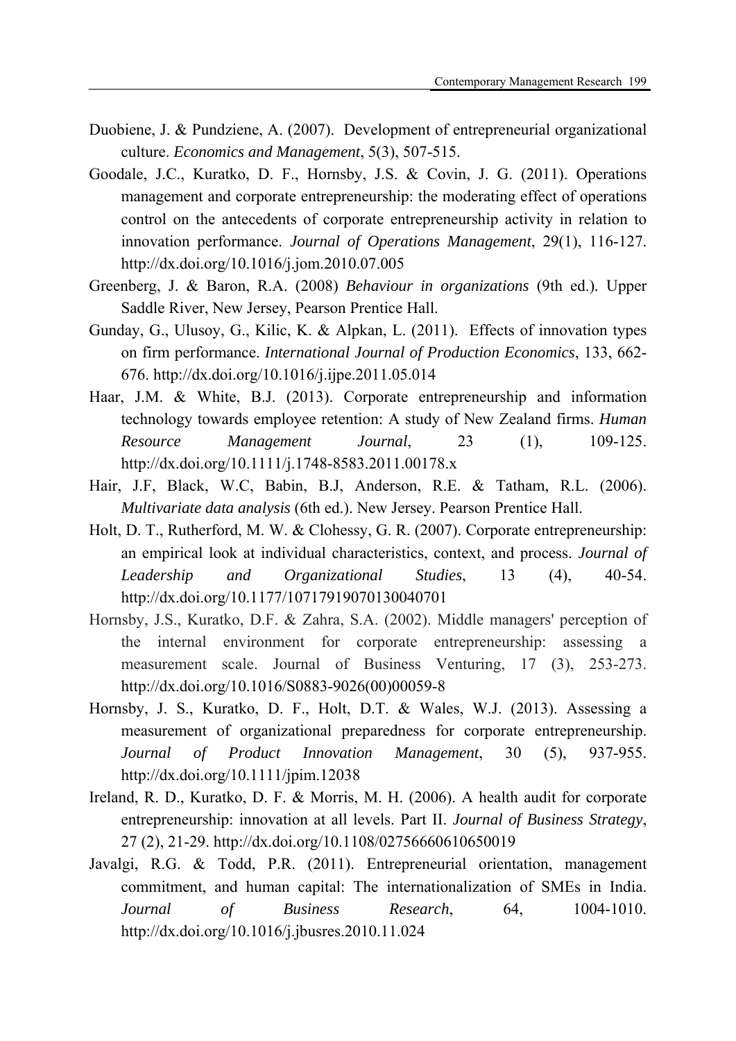Duobiene, J. & Pundziene, A. (2007). Development of entrepreneurial organizational culture. *Economics and Management*, 5(3), 507-515.

Goodale, J.C., Kuratko, D. F., Hornsby, J.S. & Covin, J. G. (2011). Operations management and corporate entrepreneurship: the moderating effect of operations control on the antecedents of corporate entrepreneurship activity in relation to innovation performance. *Journal of Operations Management*, 29(1), 116-127. http://dx.doi.org/10.1016/j.jom.2010.07.005

Greenberg, J. & Baron, R.A. (2008) *Behaviour in organizations* (9th ed.). Upper Saddle River, New Jersey, Pearson Prentice Hall.

Gunday, G., Ulusoy, G., Kilic, K. & Alpkan, L. (2011). Effects of innovation types on firm performance. *International Journal of Production Economics*, 133, 662-676. http://dx.doi.org/10.1016/j.ijpe.2011.05.014

Haar, J.M. & White, B.J. (2013). Corporate entrepreneurship and information technology towards employee retention: A study of New Zealand firms. *Human Resource Management Journal*, 23 (1), 109-125. http://dx.doi.org/10.1111/j.1748-8583.2011.00178.x

Hair, J.F, Black, W.C, Babin, B.J, Anderson, R.E. & Tatham, R.L. (2006). *Multivariate data analysis* (6th ed.). New Jersey. Pearson Prentice Hall.

Holt, D. T., Rutherford, M. W. & Clohessy, G. R. (2007). Corporate entrepreneurship: an empirical look at individual characteristics, context, and process. *Journal of Leadership and Organizational Studies*, 13 (4), 40-54. http://dx.doi.org/10.1177/10717919070130040701

Hornsby, J.S., Kuratko, D.F. & Zahra, S.A. (2002). Middle managers' perception of the internal environment for corporate entrepreneurship: assessing a measurement scale. Journal of Business Venturing, 17 (3), 253-273. http://dx.doi.org/10.1016/S0883-9026(00)00059-8

Hornsby, J. S., Kuratko, D. F., Holt, D.T. & Wales, W.J. (2013). Assessing a measurement of organizational preparedness for corporate entrepreneurship. *Journal of Product Innovation Management*, 30 (5), 937-955. http://dx.doi.org/10.1111/jpim.12038

Ireland, R. D., Kuratko, D. F. & Morris, M. H. (2006). A health audit for corporate entrepreneurship: innovation at all levels. Part II. *Journal of Business Strategy*, 27 (2), 21-29. http://dx.doi.org/10.1108/02756660610650019

Javalgi, R.G. & Todd, P.R. (2011). Entrepreneurial orientation, management commitment, and human capital: The internationalization of SMEs in India. *Journal of Business Research*, 64, 1004-1010. http://dx.doi.org/10.1016/j.jbusres.2010.11.024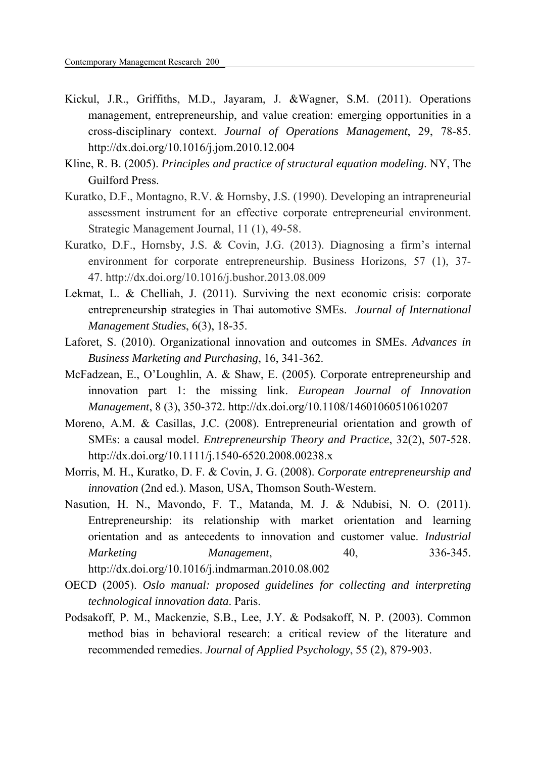Kickul, J.R., Griffiths, M.D., Jayaram, J. &Wagner, S.M. (2011). Operations management, entrepreneurship, and value creation: emerging opportunities in a cross-disciplinary context. *Journal of Operations Management*, 29, 78-85. http://dx.doi.org/10.1016/j.jom.2010.12.004

Kline, R. B. (2005). *Principles and practice of structural equation modeling*. NY, The Guilford Press.

Kuratko, D.F., Montagno, R.V. & Hornsby, J.S. (1990). Developing an intrapreneurial assessment instrument for an effective corporate entrepreneurial environment. Strategic Management Journal, 11 (1), 49-58.

Kuratko, D.F., Hornsby, J.S. & Covin, J.G. (2013). Diagnosing a firm's internal environment for corporate entrepreneurship. Business Horizons, 57 (1), 37-47. http://dx.doi.org/10.1016/j.bushor.2013.08.009

Lekmat, L. & Chelliah, J. (2011). Surviving the next economic crisis: corporate entrepreneurship strategies in Thai automotive SMEs. *Journal of International Management Studies*, 6(3), 18-35.

Laforet, S. (2010). Organizational innovation and outcomes in SMEs. *Advances in Business Marketing and Purchasing*, 16, 341-362.

McFadzean, E., O'Loughlin, A. & Shaw, E. (2005). Corporate entrepreneurship and innovation part 1: the missing link. *European Journal of Innovation Management*, 8 (3), 350-372. http://dx.doi.org/10.1108/14601060510610207

Moreno, A.M. & Casillas, J.C. (2008). Entrepreneurial orientation and growth of SMEs: a causal model. *Entrepreneurship Theory and Practice*, 32(2), 507-528. http://dx.doi.org/10.1111/j.1540-6520.2008.00238.x

Morris, M. H., Kuratko, D. F. & Covin, J. G. (2008). *Corporate entrepreneurship and innovation* (2nd ed.). Mason, USA, Thomson South-Western.

Nasution, H. N., Mavondo, F. T., Matanda, M. J. & Ndubisi, N. O. (2011). Entrepreneurship: its relationship with market orientation and learning orientation and as antecedents to innovation and customer value. *Industrial Marketing Management*, 40, 336-345. http://dx.doi.org/10.1016/j.indmarman.2010.08.002

OECD (2005). *Oslo manual: proposed guidelines for collecting and interpreting technological innovation data*. Paris.

Podsakoff, P. M., Mackenzie, S.B., Lee, J.Y. & Podsakoff, N. P. (2003). Common method bias in behavioral research: a critical review of the literature and recommended remedies. *Journal of Applied Psychology*, 55 (2), 879-903.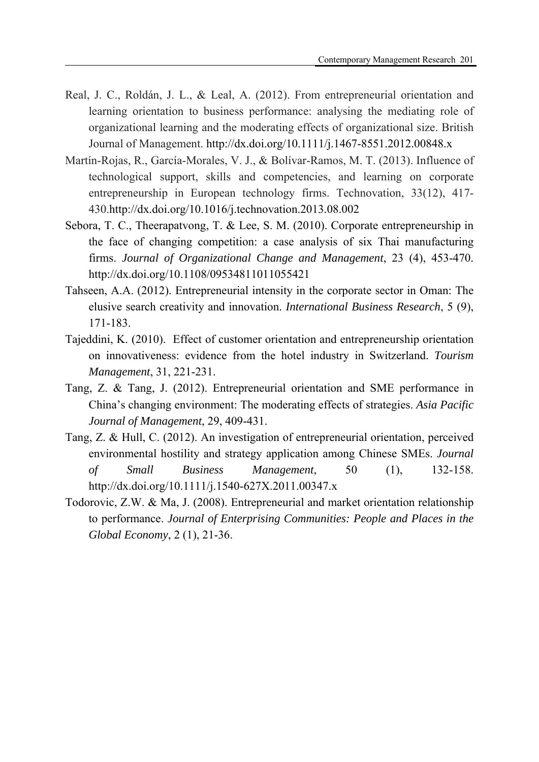Real, J. C., Roldán, J. L., & Leal, A. (2012). From entrepreneurial orientation and learning orientation to business performance: analysing the mediating role of organizational learning and the moderating effects of organizational size. British Journal of Management. http://dx.doi.org/10.1111/j.1467-8551.2012.00848.x

Martín-Rojas, R., García-Morales, V. J., & Bolívar-Ramos, M. T. (2013). Influence of technological support, skills and competencies, and learning on corporate entrepreneurship in European technology firms. Technovation, 33(12), 417-430.http://dx.doi.org/10.1016/j.technovation.2013.08.002

Sebora, T. C., Theerapatvong, T. & Lee, S. M. (2010). Corporate entrepreneurship in the face of changing competition: a case analysis of six Thai manufacturing firms. *Journal of Organizational Change and Management*, 23 (4), 453-470. http://dx.doi.org/10.1108/09534811011055421

Tahseen, A.A. (2012). Entrepreneurial intensity in the corporate sector in Oman: The elusive search creativity and innovation. *International Business Research*, 5 (9), 171-183.

Tajeddini, K. (2010). Effect of customer orientation and entrepreneurship orientation on innovativeness: evidence from the hotel industry in Switzerland. *Tourism Management*, 31, 221-231.

Tang, Z. & Tang, J. (2012). Entrepreneurial orientation and SME performance in China's changing environment: The moderating effects of strategies. *Asia Pacific Journal of Management*, 29, 409-431.

Tang, Z. & Hull, C. (2012). An investigation of entrepreneurial orientation, perceived environmental hostility and strategy application among Chinese SMEs. *Journal of Small Business Management*, 50 (1), 132-158. http://dx.doi.org/10.1111/j.1540-627X.2011.00347.x

Todorovic, Z.W. & Ma, J. (2008). Entrepreneurial and market orientation relationship to performance. *Journal of Enterprising Communities: People and Places in the Global Economy*, 2 (1), 21-36.